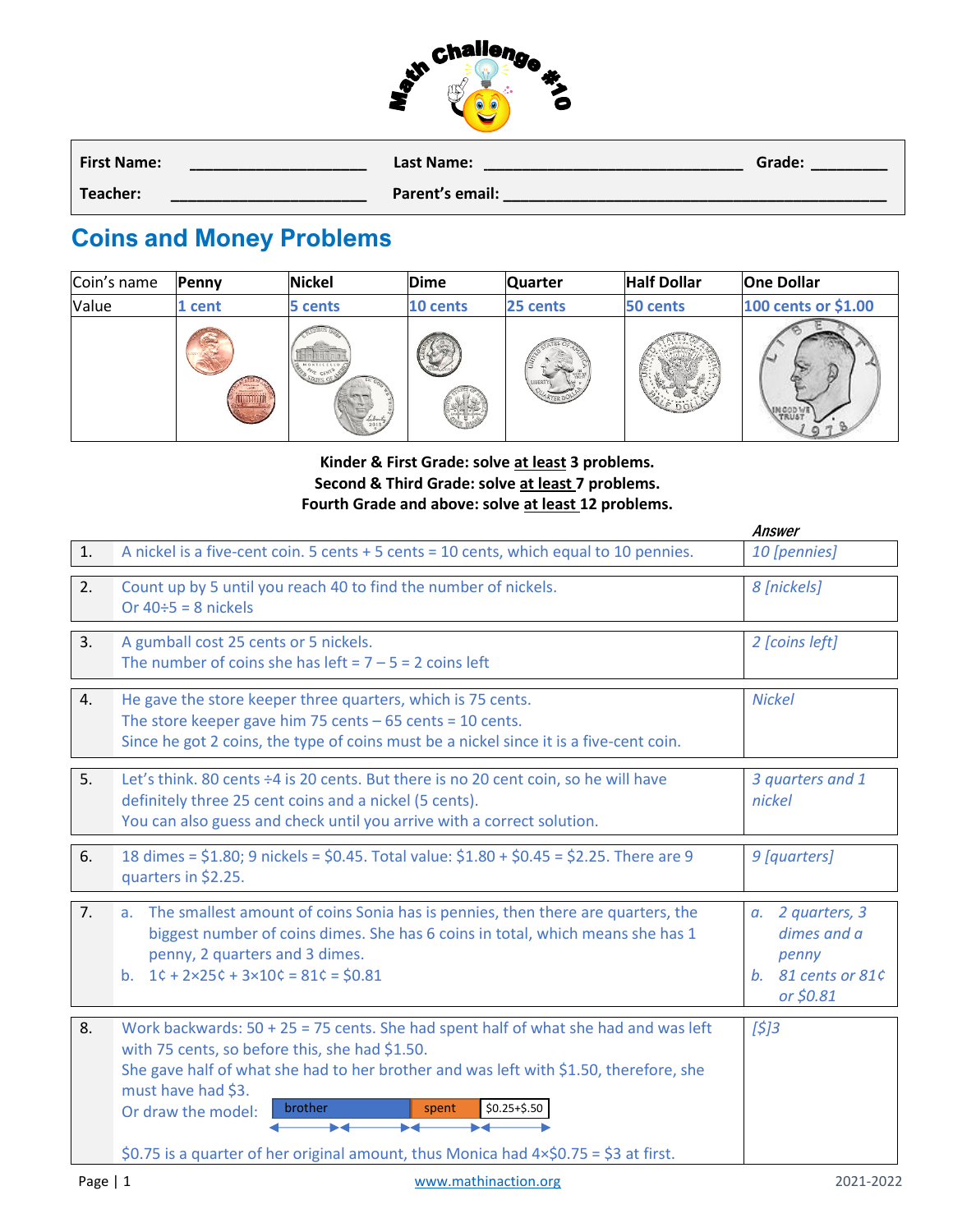# Math Challenge #10

| **First Name:** ____________________ | **Last Name:** ____________________________ | **Grade:** ________ |
|---|---|---|
| **Teacher:** ______________________ | **Parent's email:** ________________________________________ | |

## Coins and Money Problems

| Coin's name | Penny | Nickel | Dime | Quarter | Half Dollar | One Dollar |
|---|---|---|---|---|---|---|
| Value | 1 cent | 5 cents | 10 cents | 25 cents | 50 cents | 100 cents or $1.00 |

**Kinder & First Grade: solve at least 3 problems.**
**Second & Third Grade: solve at least 7 problems.**
**Fourth Grade and above: solve at least 12 problems.**

| # | | *Answer* |
|---|---|---|
| 1. | A nickel is a five-cent coin. 5 cents + 5 cents = 10 cents, which equal to 10 pennies. | *10 [pennies]* |
| 2. | Count up by 5 until you reach 40 to find the number of nickels.<br>Or 40÷5 = 8 nickels | *8 [nickels]* |
| 3. | A gumball cost 25 cents or 5 nickels.<br>The number of coins she has left = 7 – 5 = 2 coins left | *2 [coins left]* |
| 4. | He gave the store keeper three quarters, which is 75 cents.<br>The store keeper gave him 75 cents – 65 cents = 10 cents.<br>Since he got 2 coins, the type of coins must be a nickel since it is a five-cent coin. | *Nickel* |
| 5. | Let's think. 80 cents ÷4 is 20 cents. But there is no 20 cent coin, so he will have definitely three 25 cent coins and a nickel (5 cents).<br>You can also guess and check until you arrive with a correct solution. | *3 quarters and 1 nickel* |
| 6. | 18 dimes = $1.80; 9 nickels = $0.45. Total value: $1.80 + $0.45 = $2.25. There are 9 quarters in $2.25. | *9 [quarters]* |
| 7. | a. The smallest amount of coins Sonia has is pennies, then there are quarters, the biggest number of coins dimes. She has 6 coins in total, which means she has 1 penny, 2 quarters and 3 dimes.<br>b. 1¢ + 2×25¢ + 3×10¢ = 81¢ = $0.81 | *a. 2 quarters, 3 dimes and a penny*<br>*b. 81 cents or 81¢ or $0.81* |
| 8. | Work backwards: 50 + 25 = 75 cents. She had spent half of what she had and was left with 75 cents, so before this, she had $1.50.<br>She gave half of what she had to her brother and was left with $1.50, therefore, she must have had $3.<br>Or draw the model: [brother \| spent \| $0.25+$.50]<br>$0.75 is a quarter of her original amount, thus Monica had 4×$0.75 = $3 at first. | *[$]3* |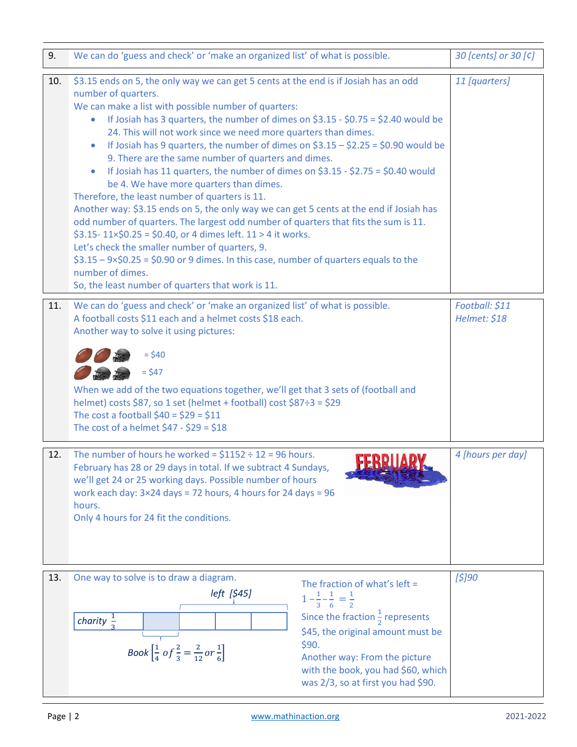| | | |
|---|---|---|
| 9. | We can do 'guess and check' or 'make an organized list' of what is possible. | *30 [cents] or 30 [¢]* |
| 10. | \$3.15 ends on 5, the only way we can get 5 cents at the end is if Josiah has an odd number of quarters.<br>We can make a list with possible number of quarters:<br>• If Josiah has 3 quarters, the number of dimes on \$3.15 - \$0.75 = \$2.40 would be 24. This will not work since we need more quarters than dimes.<br>• If Josiah has 9 quarters, the number of dimes on \$3.15 – \$2.25 = \$0.90 would be 9. There are the same number of quarters and dimes.<br>• If Josiah has 11 quarters, the number of dimes on \$3.15 - \$2.75 = \$0.40 would be 4. We have more quarters than dimes.<br>Therefore, the least number of quarters is 11.<br>Another way: \$3.15 ends on 5, the only way we can get 5 cents at the end if Josiah has odd number of quarters. The largest odd number of quarters that fits the sum is 11.<br>\$3.15- 11×\$0.25 = \$0.40, or 4 dimes left. 11 > 4 it works.<br>Let's check the smaller number of quarters, 9.<br>\$3.15 – 9×\$0.25 = \$0.90 or 9 dimes. In this case, number of quarters equals to the number of dimes.<br>So, the least number of quarters that work is 11. | *11 [quarters]* |
| 11. | We can do 'guess and check' or 'make an organized list' of what is possible.<br>A football costs \$11 each and a helmet costs \$18 each.<br>Another way to solve it using pictures:<br>(2 footballs, 1 helmet) = \$40<br>(1 football, 2 helmets) = \$47<br>When we add of the two equations together, we'll get that 3 sets of (football and helmet) costs \$87, so 1 set (helmet + football) cost \$87÷3 = \$29<br>The cost a football \$40 = \$29 = \$11<br>The cost of a helmet \$47 - \$29 = \$18 | *Football: \$11*<br>*Helmet: \$18* |
| 12. | The number of hours he worked = \$1152 ÷ 12 = 96 hours.<br>February has 28 or 29 days in total. If we subtract 4 Sundays, we'll get 24 or 25 working days. Possible number of hours work each day: 3×24 days = 72 hours, 4 hours for 24 days = 96 hours.<br>Only 4 hours for 24 fit the conditions. | *4 [hours per day]* |
| 13. | One way to solve is to draw a diagram.<br>charity $\frac{1}{3}$ ; left [\$45] ; Book $\left[\frac{1}{4} \text{ of } \frac{2}{3} = \frac{2}{12} \text{ or } \frac{1}{6}\right]$<br>The fraction of what's left = $1-\frac{1}{3}-\frac{1}{6} = \frac{1}{2}$<br>Since the fraction $\frac{1}{2}$ represents \$45, the original amount must be \$90.<br>Another way: From the picture with the book, you had \$60, which was 2/3, so at first you had \$90. | *[\$]90* |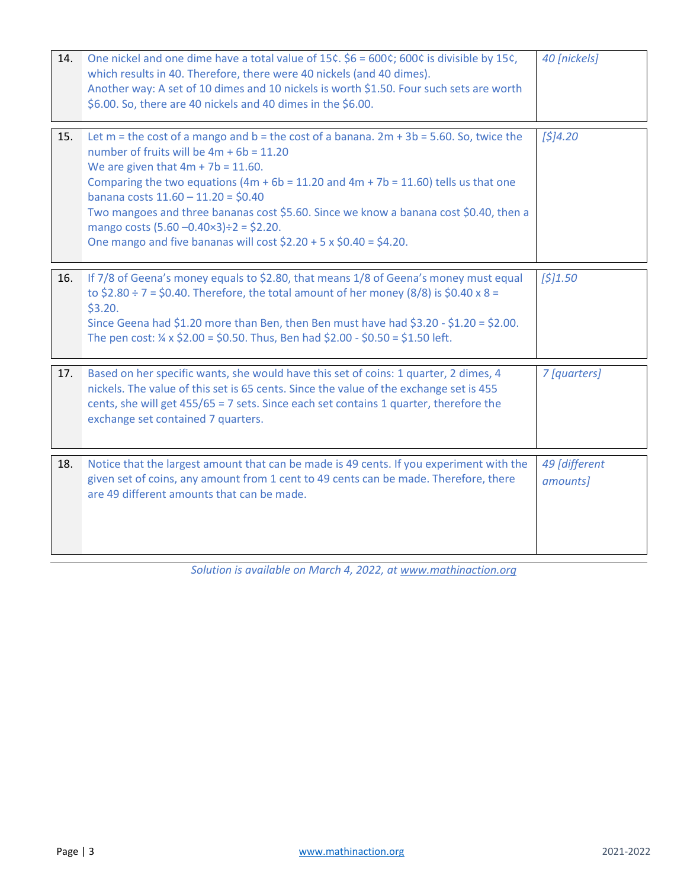| | | |
|---|---|---|
| 14. | One nickel and one dime have a total value of 15¢. $6 = 600¢; 600¢ is divisible by 15¢, which results in 40. Therefore, there were 40 nickels (and 40 dimes).<br>Another way: A set of 10 dimes and 10 nickels is worth $1.50. Four such sets are worth $6.00. So, there are 40 nickels and 40 dimes in the $6.00. | *40 [nickels]* |
| 15. | Let m = the cost of a mango and b = the cost of a banana. 2m + 3b = 5.60. So, twice the number of fruits will be 4m + 6b = 11.20<br>We are given that 4m + 7b = 11.60.<br>Comparing the two equations (4m + 6b = 11.20 and 4m + 7b = 11.60) tells us that one banana costs 11.60 – 11.20 = $0.40<br>Two mangoes and three bananas cost $5.60. Since we know a banana cost $0.40, then a mango costs (5.60 –0.40×3)÷2 = $2.20.<br>One mango and five bananas will cost $2.20 + 5 x $0.40 = $4.20. | *[$]4.20* |
| 16. | If 7/8 of Geena's money equals to $2.80, that means 1/8 of Geena's money must equal to $2.80 ÷ 7 = $0.40. Therefore, the total amount of her money (8/8) is $0.40 x 8 = $3.20.<br>Since Geena had $1.20 more than Ben, then Ben must have had $3.20 - $1.20 = $2.00.<br>The pen cost: ¼ x $2.00 = $0.50. Thus, Ben had $2.00 - $0.50 = $1.50 left. | *[$]1.50* |
| 17. | Based on her specific wants, she would have this set of coins: 1 quarter, 2 dimes, 4 nickels. The value of this set is 65 cents. Since the value of the exchange set is 455 cents, she will get 455/65 = 7 sets. Since each set contains 1 quarter, therefore the exchange set contained 7 quarters. | *7 [quarters]* |
| 18. | Notice that the largest amount that can be made is 49 cents. If you experiment with the given set of coins, any amount from 1 cent to 49 cents can be made. Therefore, there are 49 different amounts that can be made. | *49 [different amounts]* |

*Solution is available on March 4, 2022, at www.mathinaction.org*